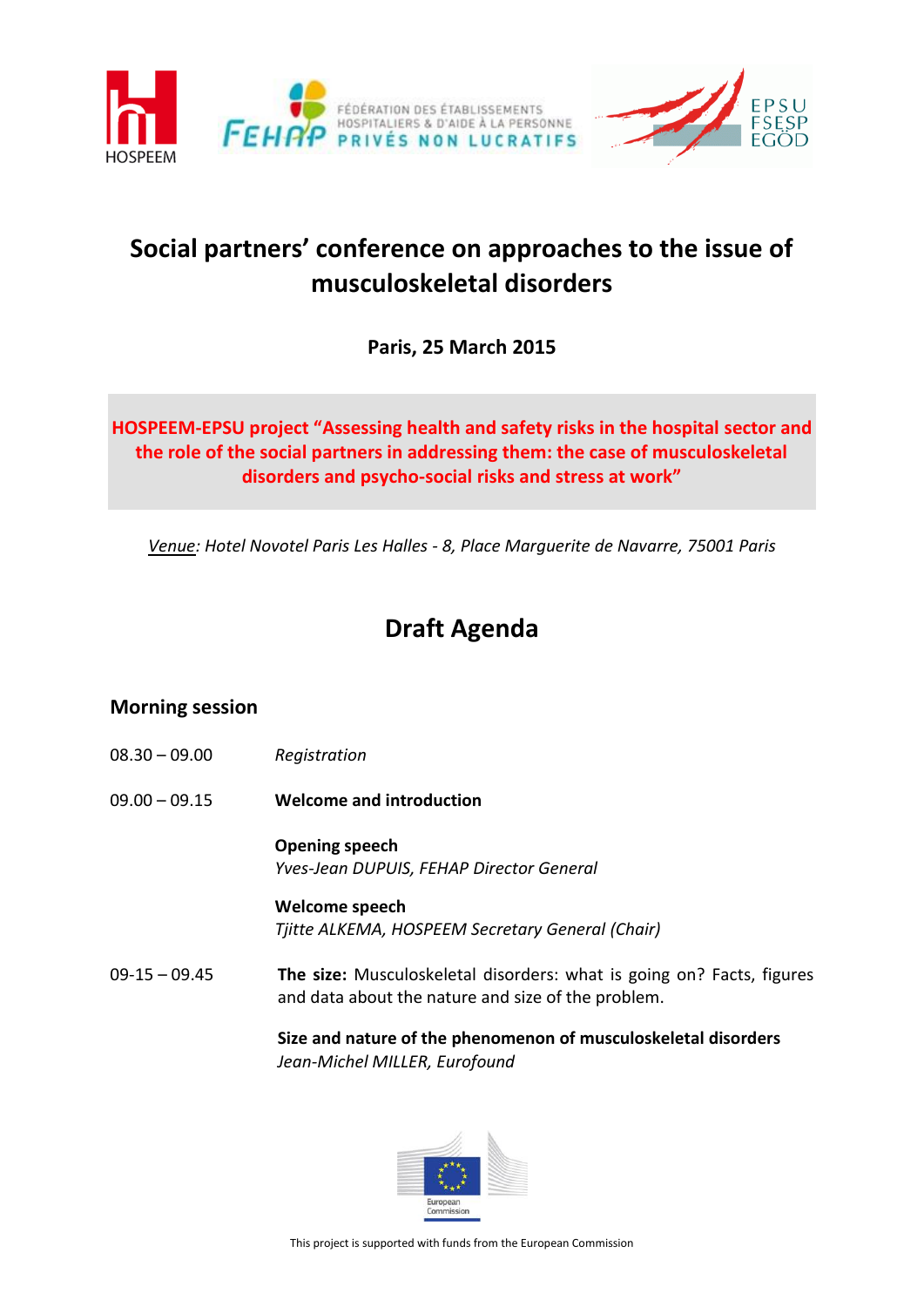# Social partners' conference on approaches to the issue of musculoskeletal disorders

**Paris, 25 March 2015**

**HOSPEEM-EPSU project "Assessing health and safety risks in the hospital sector and the role of the social partners in addressing them: the case of musculoskeletal disorders and psycho-social risks and stress at work"**

*Venue: Hotel Novotel Paris Les Halles - 8, Place Marguerite de Navarre, 75001 Paris*

## Draft Agenda

### Morning session

08.30 – 09.00 *Registration*

09.00 – 09.15 **Welcome and introduction**

**Opening speech**
*Yves-Jean DUPUIS, FEHAP Director General*

**Welcome speech**
*Tjitte ALKEMA, HOSPEEM Secretary General (Chair)*

09-15 – 09.45 **The size:** Musculoskeletal disorders: what is going on? Facts, figures and data about the nature and size of the problem.

**Size and nature of the phenomenon of musculoskeletal disorders**
*Jean-Michel MILLER, Eurofound*

This project is supported with funds from the European Commission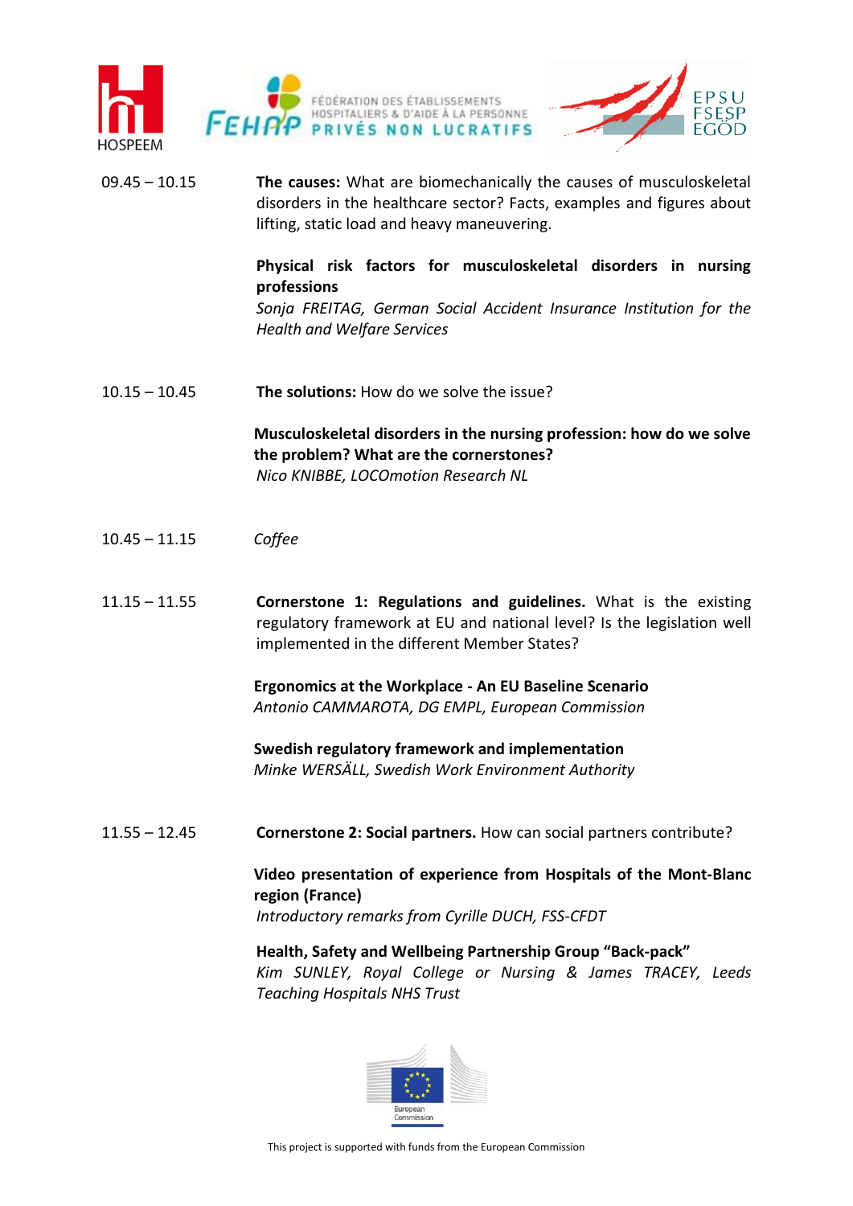09.45 – 10.15 **The causes:** What are biomechanically the causes of musculoskeletal disorders in the healthcare sector? Facts, examples and figures about lifting, static load and heavy maneuvering.

**Physical risk factors for musculoskeletal disorders in nursing professions**
*Sonja FREITAG, German Social Accident Insurance Institution for the Health and Welfare Services*

10.15 – 10.45 **The solutions:** How do we solve the issue?

**Musculoskeletal disorders in the nursing profession: how do we solve the problem? What are the cornerstones?**
*Nico KNIBBE, LOCOmotion Research NL*

10.45 – 11.15 *Coffee*

11.15 – 11.55 **Cornerstone 1: Regulations and guidelines.** What is the existing regulatory framework at EU and national level? Is the legislation well implemented in the different Member States?

**Ergonomics at the Workplace - An EU Baseline Scenario**
*Antonio CAMMAROTA, DG EMPL, European Commission*

**Swedish regulatory framework and implementation**
*Minke WERSÄLL, Swedish Work Environment Authority*

11.55 – 12.45 **Cornerstone 2: Social partners.** How can social partners contribute?

**Video presentation of experience from Hospitals of the Mont-Blanc region (France)**
*Introductory remarks from Cyrille DUCH, FSS-CFDT*

**Health, Safety and Wellbeing Partnership Group "Back-pack"**
*Kim SUNLEY, Royal College or Nursing & James TRACEY, Leeds Teaching Hospitals NHS Trust*

This project is supported with funds from the European Commission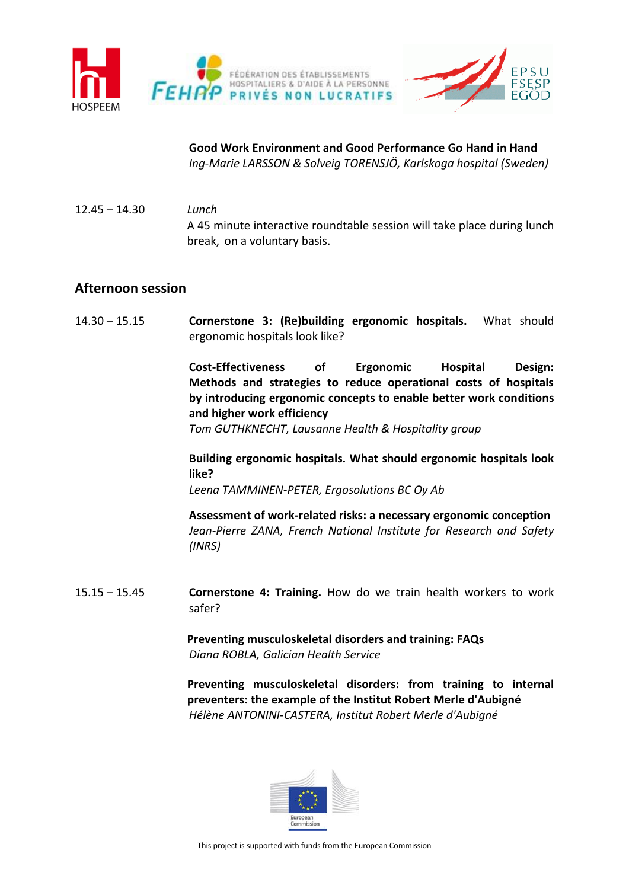**Good Work Environment and Good Performance Go Hand in Hand**
*Ing-Marie LARSSON & Solveig TORENSJÖ, Karlskoga hospital (Sweden)*

12.45 – 14.30 *Lunch*
A 45 minute interactive roundtable session will take place during lunch break, on a voluntary basis.

## Afternoon session

14.30 – 15.15 **Cornerstone 3: (Re)building ergonomic hospitals.** What should ergonomic hospitals look like?

**Cost-Effectiveness of Ergonomic Hospital Design: Methods and strategies to reduce operational costs of hospitals by introducing ergonomic concepts to enable better work conditions and higher work efficiency**
*Tom GUTHKNECHT, Lausanne Health & Hospitality group*

**Building ergonomic hospitals. What should ergonomic hospitals look like?**
*Leena TAMMINEN-PETER, Ergosolutions BC Oy Ab*

**Assessment of work-related risks: a necessary ergonomic conception**
*Jean-Pierre ZANA, French National Institute for Research and Safety (INRS)*

15.15 – 15.45 **Cornerstone 4: Training.** How do we train health workers to work safer?

**Preventing musculoskeletal disorders and training: FAQs**
*Diana ROBLA, Galician Health Service*

**Preventing musculoskeletal disorders: from training to internal preventers: the example of the Institut Robert Merle d'Aubigné**
*Hélène ANTONINI-CASTERA, Institut Robert Merle d'Aubigné*

This project is supported with funds from the European Commission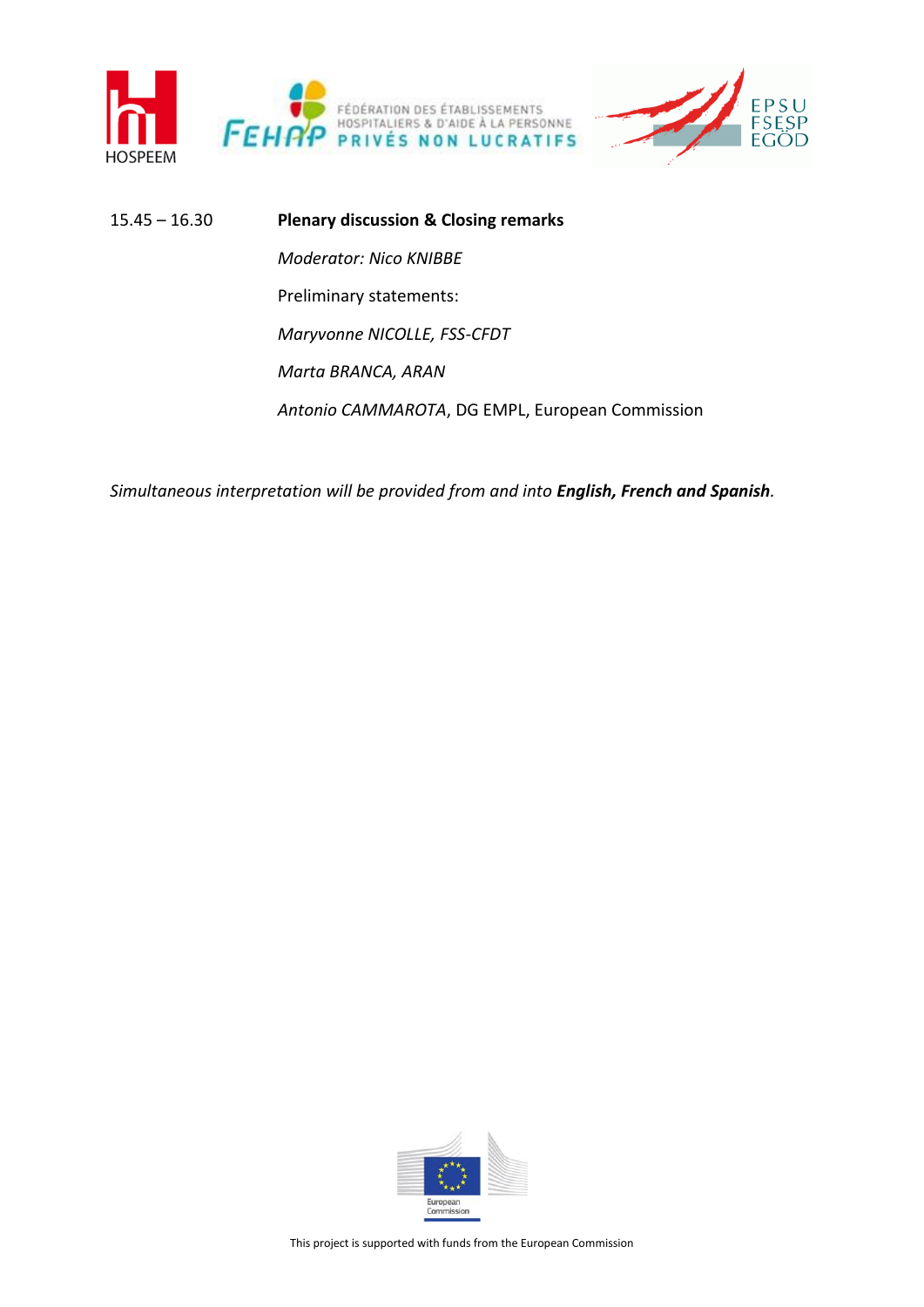15.45 – 16.30 **Plenary discussion & Closing remarks**

*Moderator: Nico KNIBBE*

Preliminary statements:

*Maryvonne NICOLLE, FSS-CFDT*

*Marta BRANCA, ARAN*

*Antonio CAMMAROTA*, DG EMPL, European Commission

*Simultaneous interpretation will be provided from and into* ***English, French and Spanish****.*

This project is supported with funds from the European Commission